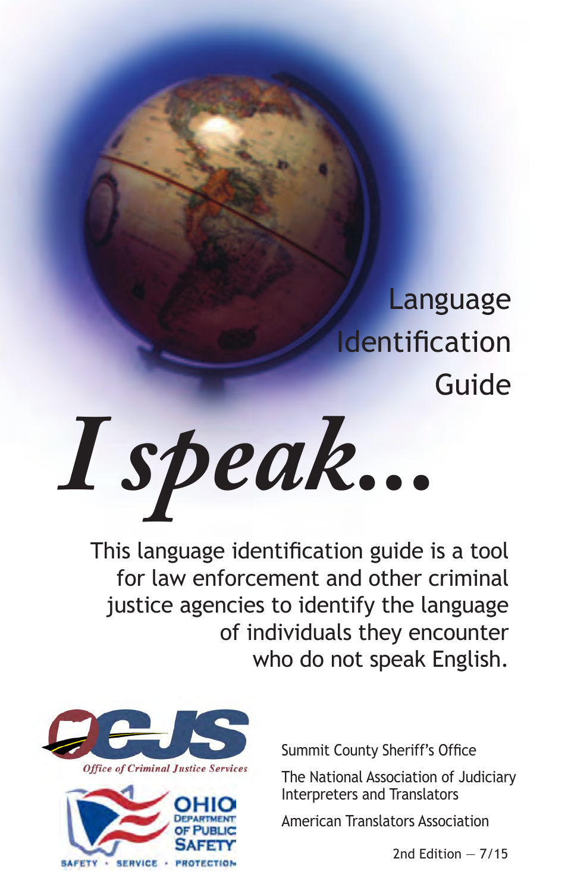# Language Identification Guide

# *I speak...*

This language identification guide is a tool for law enforcement and other criminal justice agencies to identify the language of individuals they encounter who do not speak English.

OCJS

*Office of Criminal Justice Services*

OHIO DEPARTMENT OF PUBLIC SAFETY

SAFETY • SERVICE • PROTECTION

Summit County Sheriff's Office

The National Association of Judiciary Interpreters and Translators

American Translators Association

2nd Edition — 7/15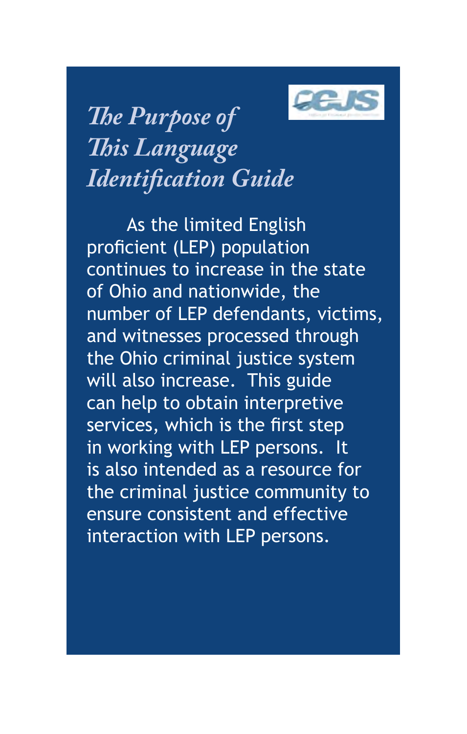# The Purpose of This Language Identification Guide

As the limited English proficient (LEP) population continues to increase in the state of Ohio and nationwide, the number of LEP defendants, victims, and witnesses processed through the Ohio criminal justice system will also increase. This guide can help to obtain interpretive services, which is the first step in working with LEP persons. It is also intended as a resource for the criminal justice community to ensure consistent and effective interaction with LEP persons.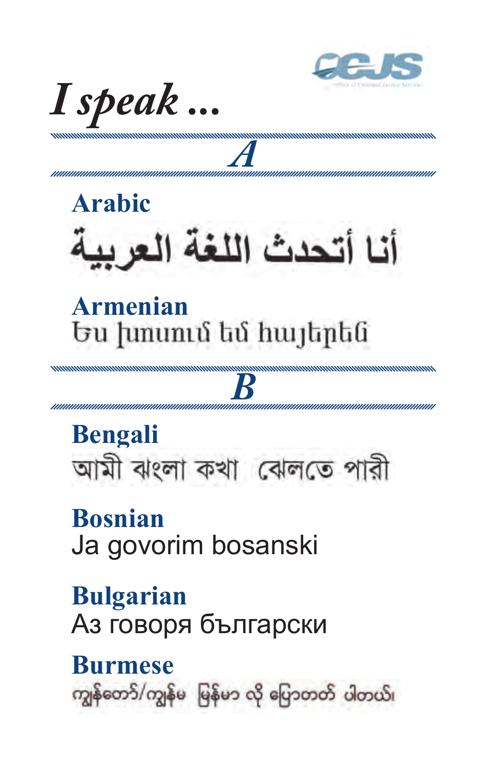# *I speak ...*

## *A*

### Arabic

أنا أتحدث اللغة العربية

### Armenian

Ես խոսում եմ հայերեն

## *B*

### Bengali

আমী ঝংলা কথা বেলতে পারী

### Bosnian

Ja govorim bosanski

### Bulgarian

Аз говоря български

### Burmese

ကျွန်တော်/ကျွန်မ မြန်မာ လို ပြောတတ် ပါတယ်၊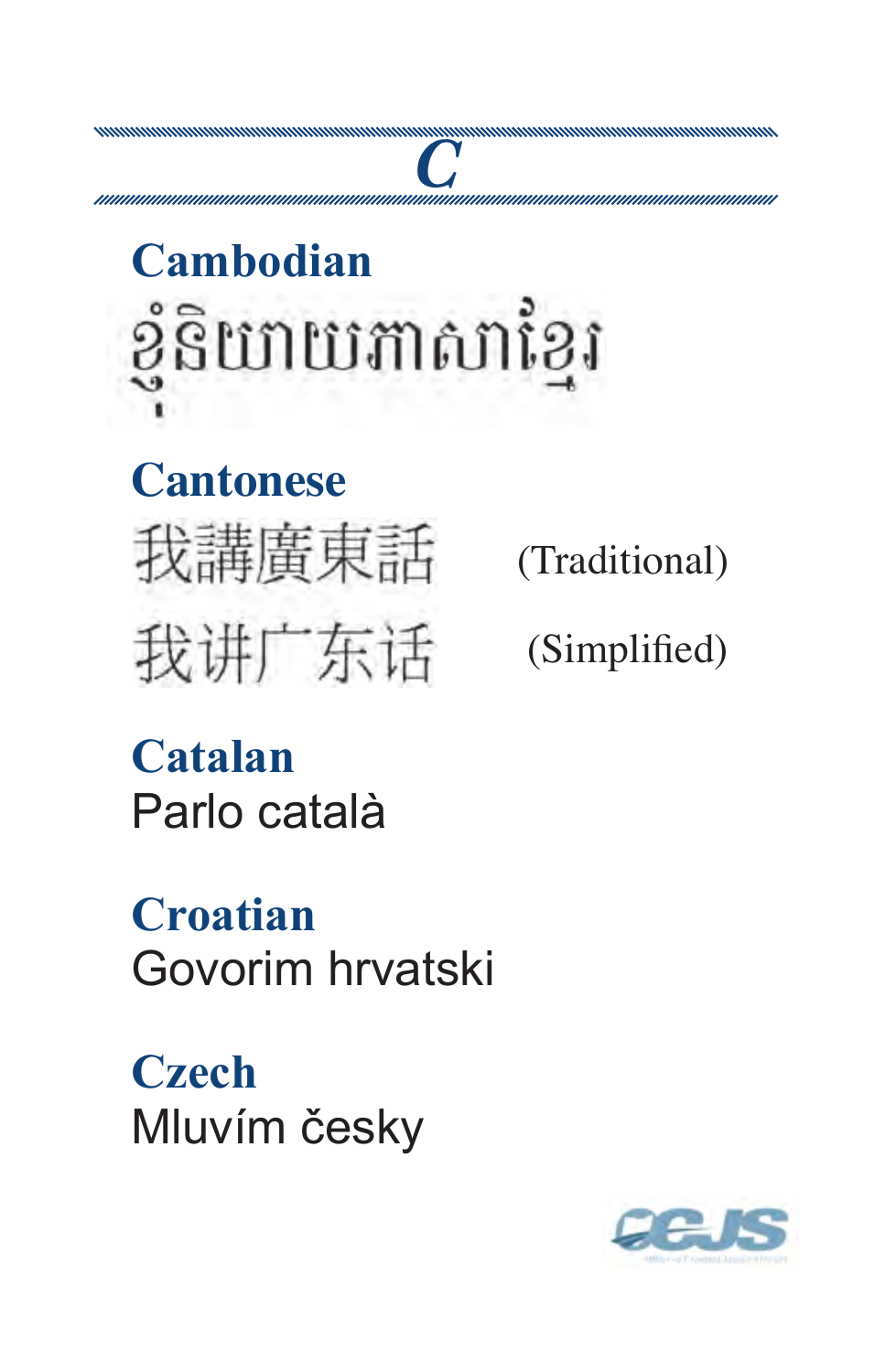# C

## Cambodian

ខ្ញុំនិយាយភាសាខ្មែរ

## Cantonese

我講廣東話 (Traditional)

我讲广东话 (Simplified)

## Catalan

Parlo català

## Croatian

Govorim hrvatski

## Czech

Mluvím česky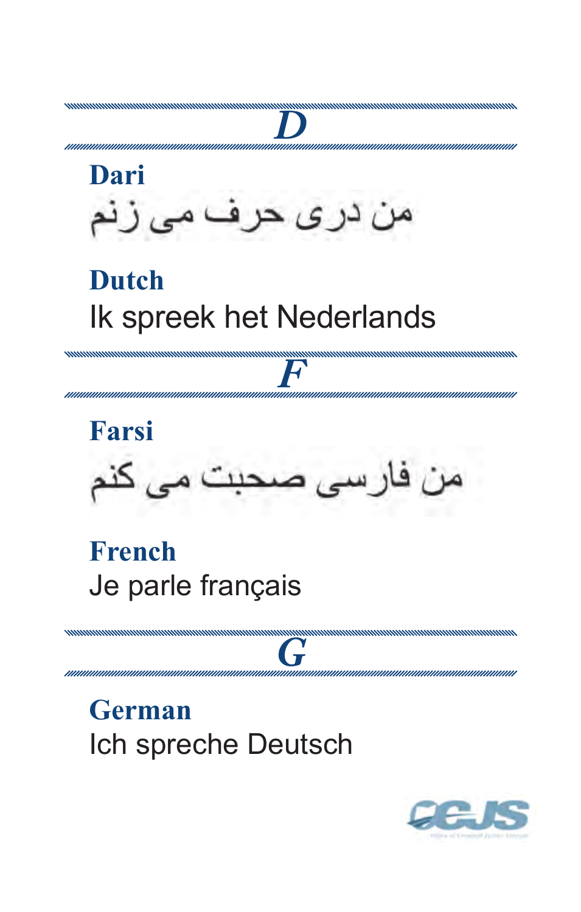## *D*

### Dari

من دری حرف می زنم

### Dutch

Ik spreek het Nederlands

## *F*

### Farsi

من فارسی صحبت می کنم

### French

Je parle français

## *G*

### German

Ich spreche Deutsch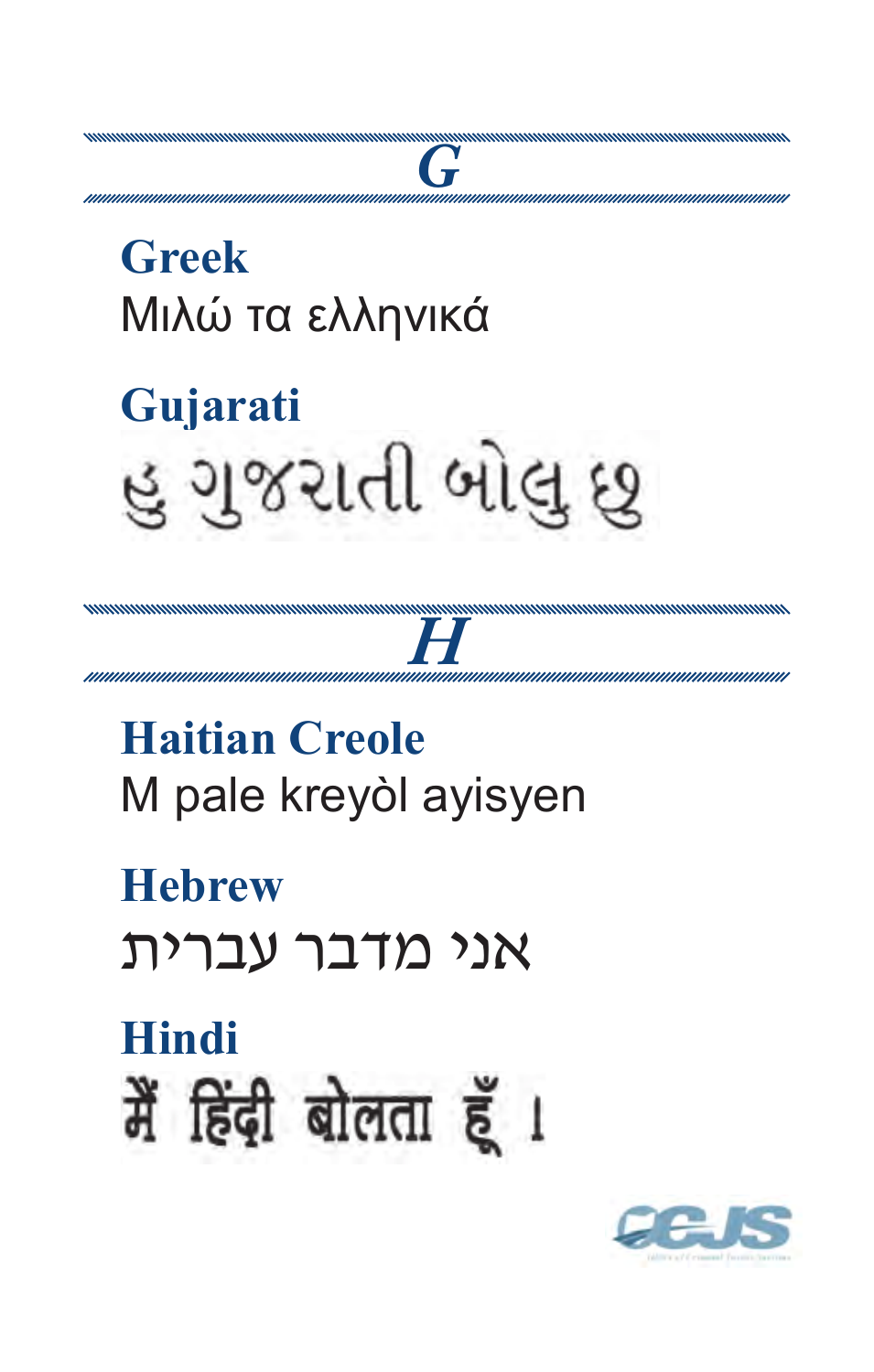## G

### Greek
Μιλώ τα ελληνικά

### Gujarati
હુ ગુજરાતી બોલુ છુ

## H

### Haitian Creole
M pale kreyòl ayisyen

### Hebrew
אני מדבר עברית

### Hindi
मैं हिंदी बोलता हूँ ।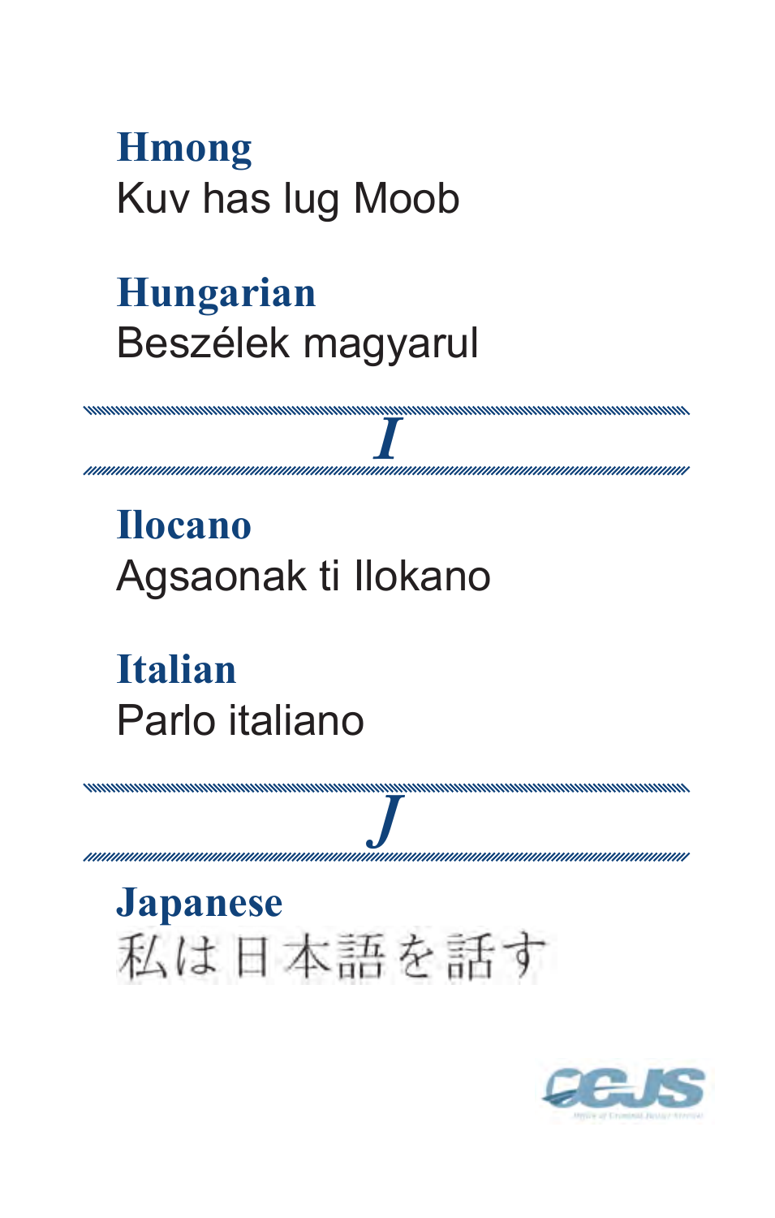**Hmong**
Kuv has lug Moob

**Hungarian**
Beszélek magyarul

## I

**Ilocano**
Agsaonak ti Ilokano

**Italian**
Parlo italiano

## J

**Japanese**
私は日本語を話す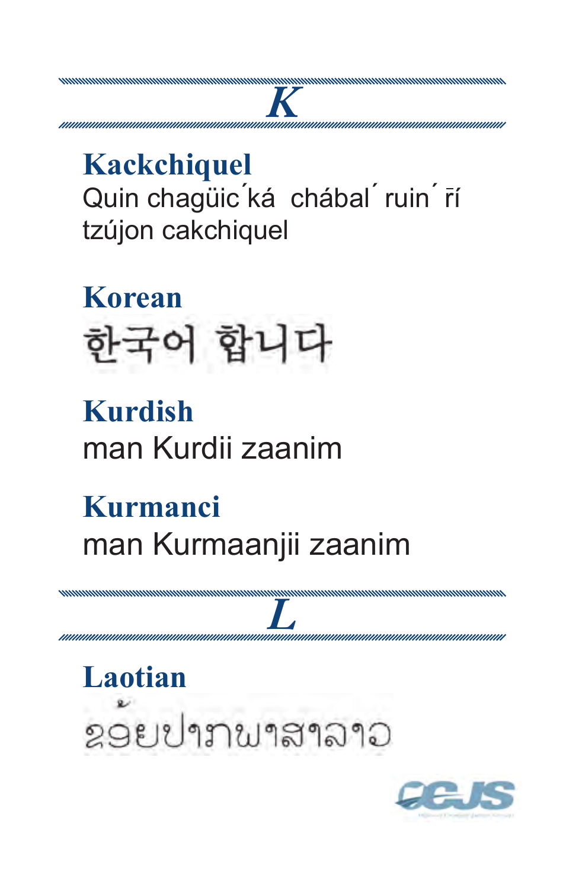# K

## Kackchiquel

Quin chagüic´ká chábal´ ruin´ r̄í tzújon cakchiquel

## Korean

한국어 합니다

## Kurdish

man Kurdii zaanim

## Kurmanci

man Kurmaanjii zaanim

# L

## Laotian

ຂ້ອຍປາກພາສາລາວ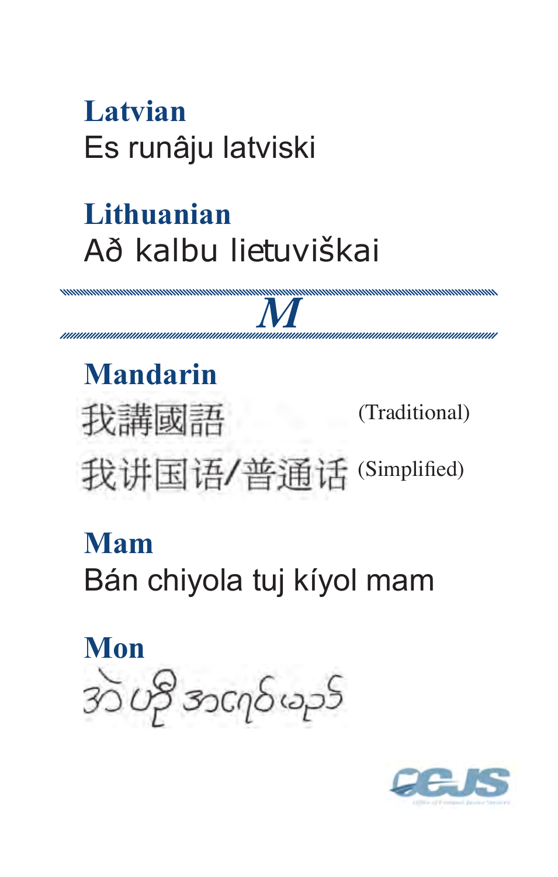## Latvian

Es runâju latviski

## Lithuanian

Að kalbu lietuviškai

# *M*

## Mandarin

我講國語 (Traditional)

我讲国语/普通话 (Simplified)

## Mam

Bán chiyola tuj kíyol mam

## Mon

အဲ ပ္ဍိ အာဂရဝ်ဖန်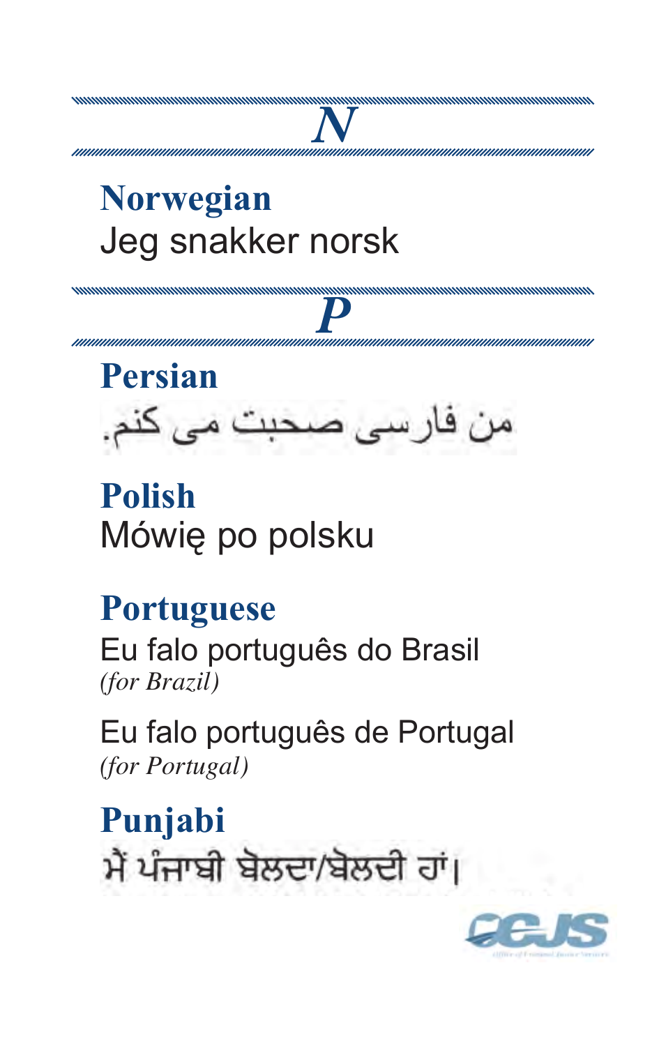## N

### Norwegian

Jeg snakker norsk

## P

### Persian

من فارسی صحبت می کنم.

### Polish

Mówię po polsku

### Portuguese

Eu falo português do Brasil
*(for Brazil)*

Eu falo português de Portugal
*(for Portugal)*

### Punjabi

ਮੈਂ ਪੰਜਾਬੀ ਬੋਲਦਾ/ਬੋਲਦੀ ਹਾਂ।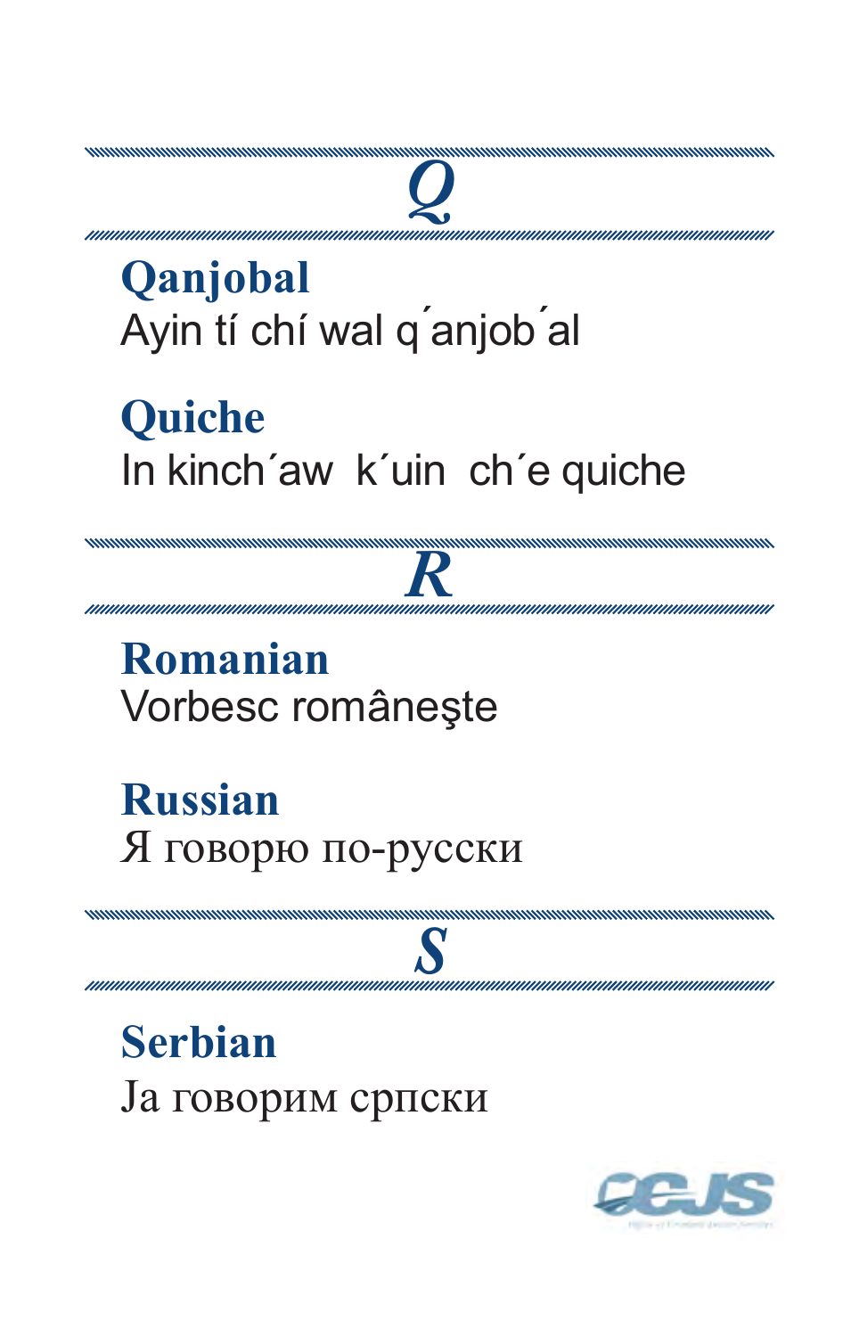## Q

**Qanjobal**
Ayin tí chí wal q´anjob´al

**Quiche**
In kinch´aw  k´uin  ch´e quiche

## R

**Romanian**
Vorbesc româneşte

**Russian**
Я говорю по-русски

## S

**Serbian**
Ја говорим српски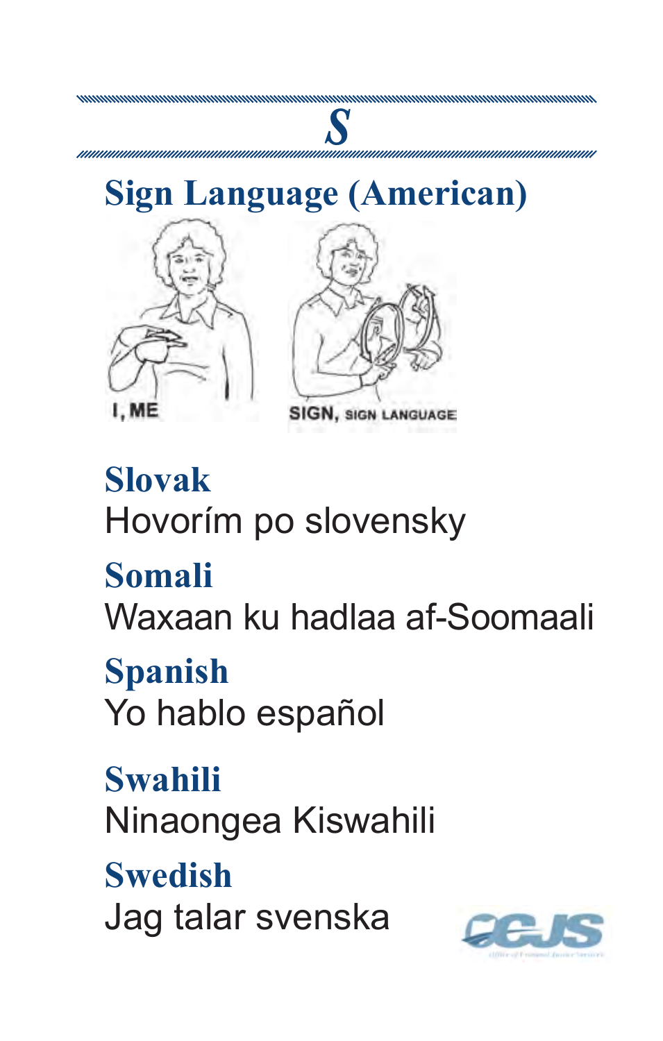# S

## Sign Language (American)

I, ME

SIGN, SIGN LANGUAGE

## Slovak
Hovorím po slovensky

## Somali
Waxaan ku hadlaa af-Soomaali

## Spanish
Yo hablo español

## Swahili
Ninaongea Kiswahili

## Swedish
Jag talar svenska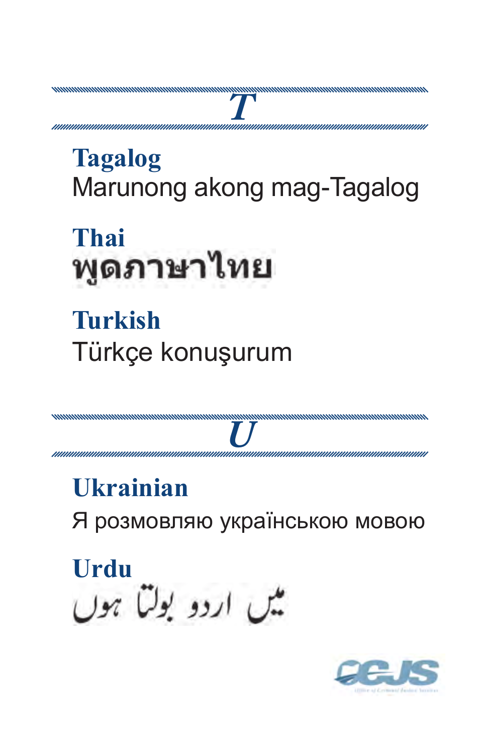## T

### Tagalog

Marunong akong mag-Tagalog

### Thai

พูดภาษาไทย

### Turkish

Türkçe konuşurum

## U

### Ukrainian

Я розмовляю українською мовою

### Urdu

میں اردو بولتا ہوں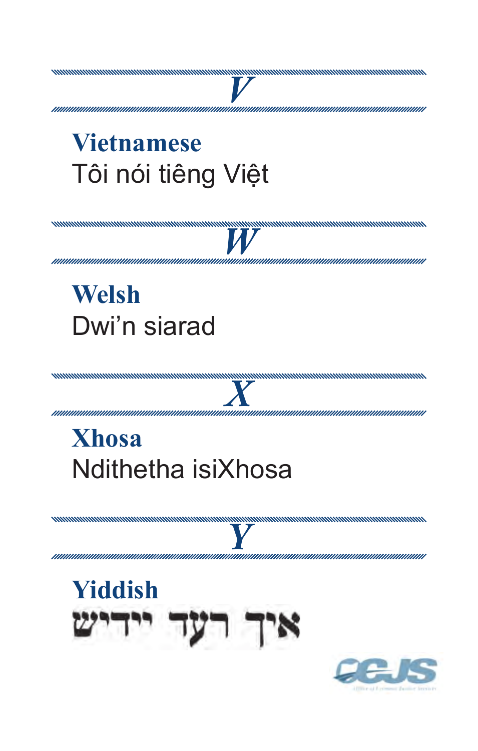## V

### Vietnamese

Tôi nói tiêng Việt

## W

### Welsh

Dwi'n siarad

## X

### Xhosa

Ndithetha isiXhosa

## Y

### Yiddish

איך רעד יידיש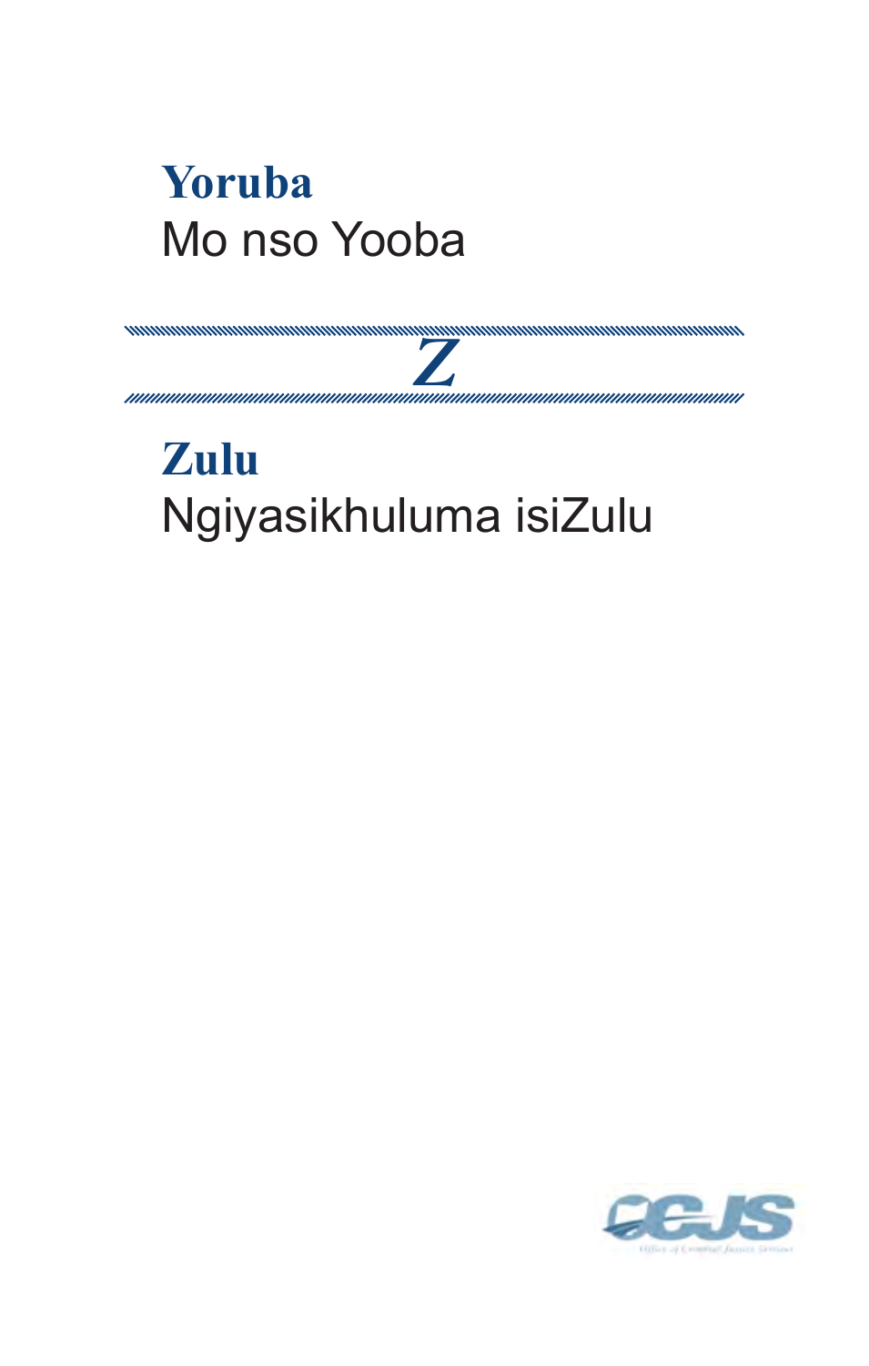**Yoruba**

Mo nso Yooba

## Z

**Zulu**

Ngiyasikhuluma isiZulu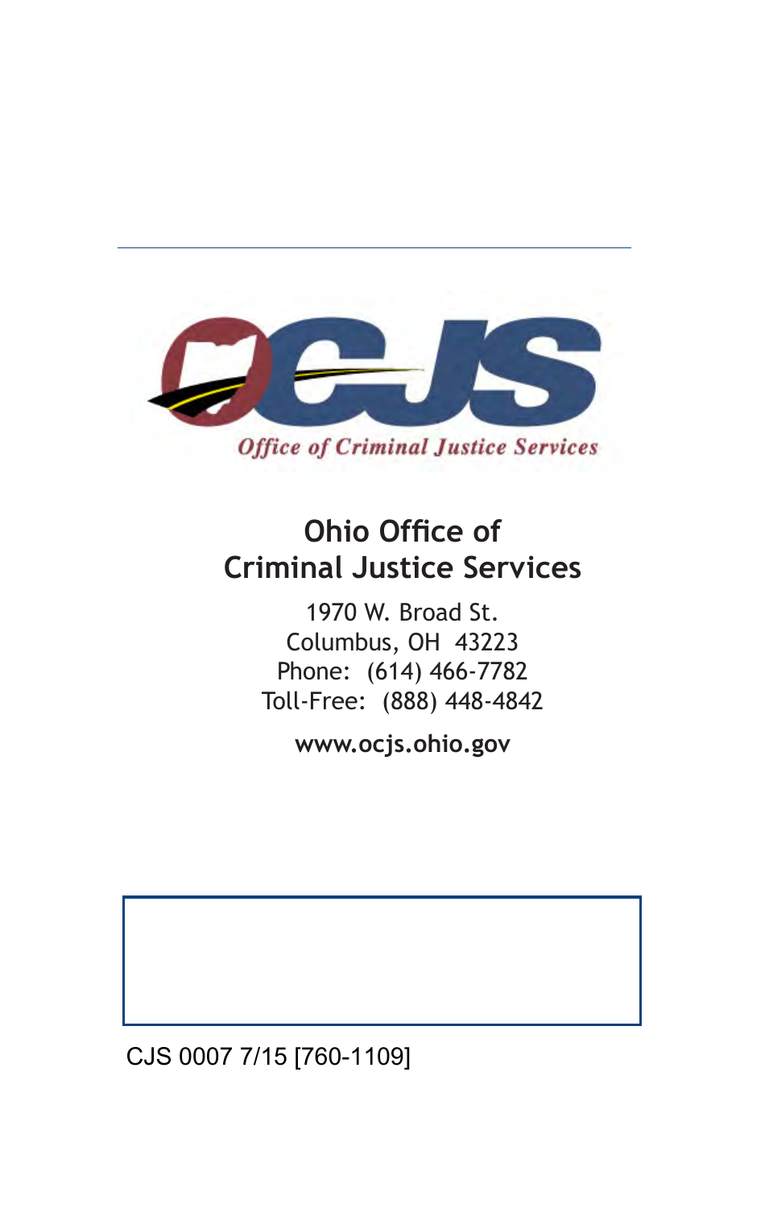OCJS

*Office of Criminal Justice Services*

## Ohio Office of Criminal Justice Services

1970 W. Broad St.
Columbus, OH 43223
Phone: (614) 466-7782
Toll-Free: (888) 448-4842

**www.ocjs.ohio.gov**

CJS 0007 7/15 [760-1109]